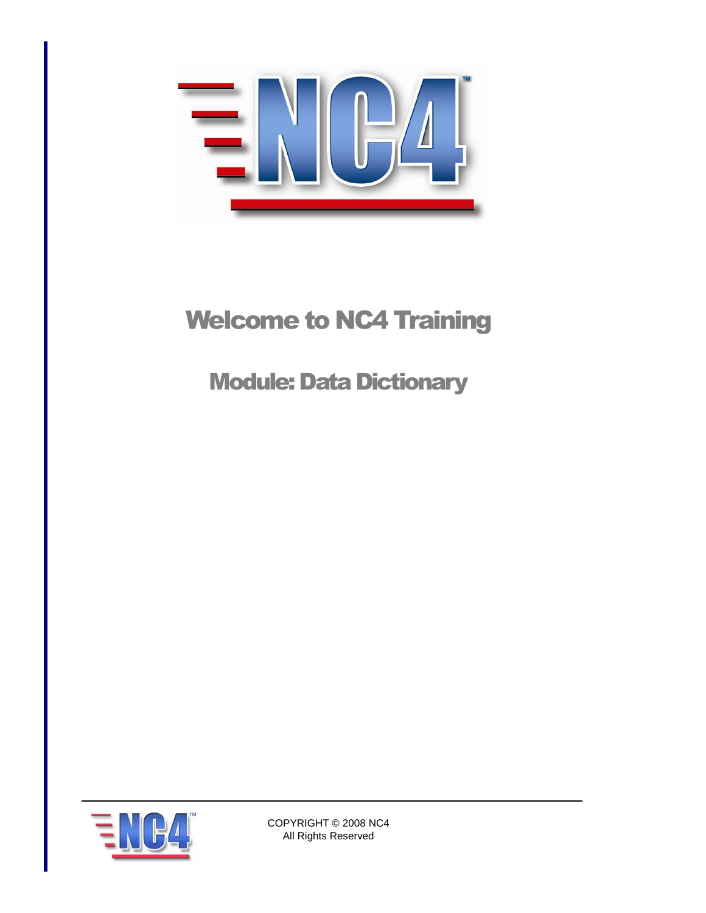# Welcome to NC4 Training

## Module: Data Dictionary

COPYRIGHT © 2008 NC4
All Rights Reserved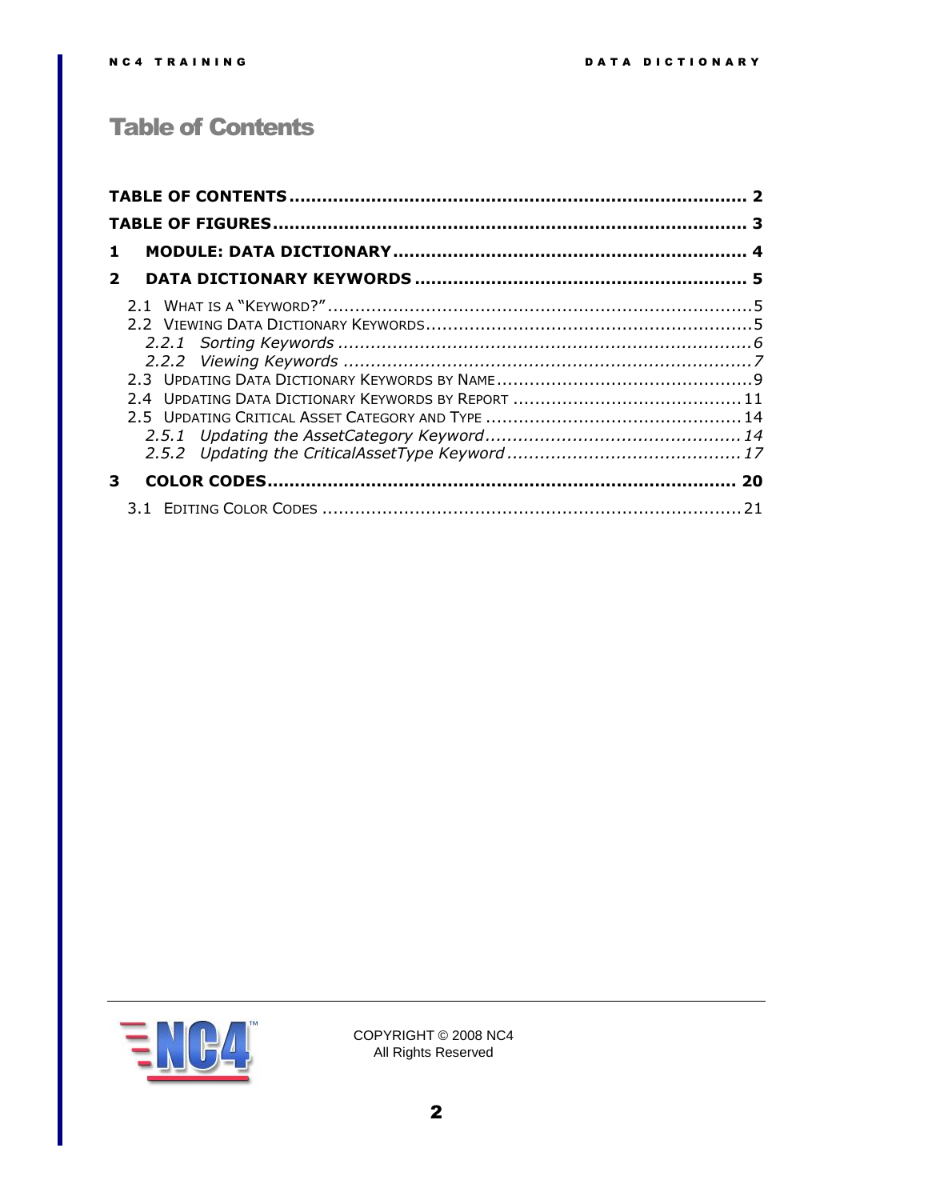# Table of Contents

**TABLE OF CONTENTS** ..... 2

**TABLE OF FIGURES** ..... 3

**1 MODULE: DATA DICTIONARY** ..... 4

**2 DATA DICTIONARY KEYWORDS** ..... 5

- 2.1 WHAT IS A "KEYWORD?" ..... 5
- 2.2 VIEWING DATA DICTIONARY KEYWORDS ..... 5
  - *2.2.1 Sorting Keywords ..... 6*
  - *2.2.2 Viewing Keywords ..... 7*
- 2.3 UPDATING DATA DICTIONARY KEYWORDS BY NAME ..... 9
- 2.4 UPDATING DATA DICTIONARY KEYWORDS BY REPORT ..... 11
- 2.5 UPDATING CRITICAL ASSET CATEGORY AND TYPE ..... 14
  - *2.5.1 Updating the AssetCategory Keyword ..... 14*
  - *2.5.2 Updating the CriticalAssetType Keyword ..... 17*

**3 COLOR CODES** ..... 20

- 3.1 EDITING COLOR CODES ..... 21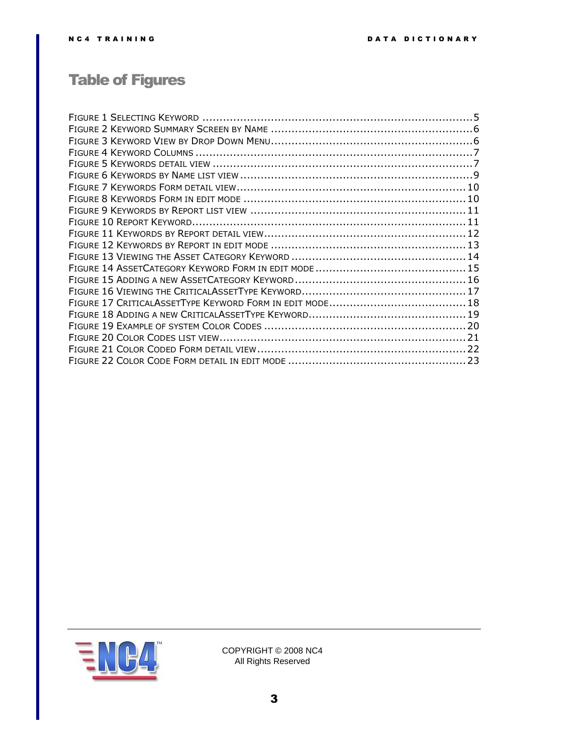# Table of Figures

Figure 1 Selecting Keyword ...............................................................................5
Figure 2 Keyword Summary Screen by Name ...........................................................6
Figure 3 Keyword View by Drop Down Menu............................................................6
Figure 4 Keyword Columns .................................................................................7
Figure 5 Keywords detail view ............................................................................7
Figure 6 Keywords by Name list view ...................................................................9
Figure 7 Keywords Form detail view...................................................................10
Figure 8 Keywords Form in edit mode .................................................................10
Figure 9 Keywords by Report list view ...............................................................11
Figure 10 Report Keyword.................................................................................11
Figure 11 Keywords by Report detail view...........................................................12
Figure 12 Keywords by Report in edit mode .........................................................13
Figure 13 Viewing the Asset Category Keyword ...................................................14
Figure 14 AssetCategory Keyword Form in edit mode ............................................15
Figure 15 Adding a new AssetCategory Keyword ..................................................16
Figure 16 Viewing the CriticalAssetType Keyword................................................17
Figure 17 CriticalAssetType Keyword Form in edit mode........................................18
Figure 18 Adding a new CriticalAssetType Keyword..............................................19
Figure 19 Example of system Color Codes ...........................................................20
Figure 20 Color Codes list view.........................................................................21
Figure 21 Color Coded Form detail view.............................................................22
Figure 22 Color Code Form detail in edit mode ....................................................23

COPYRIGHT © 2008 NC4
All Rights Reserved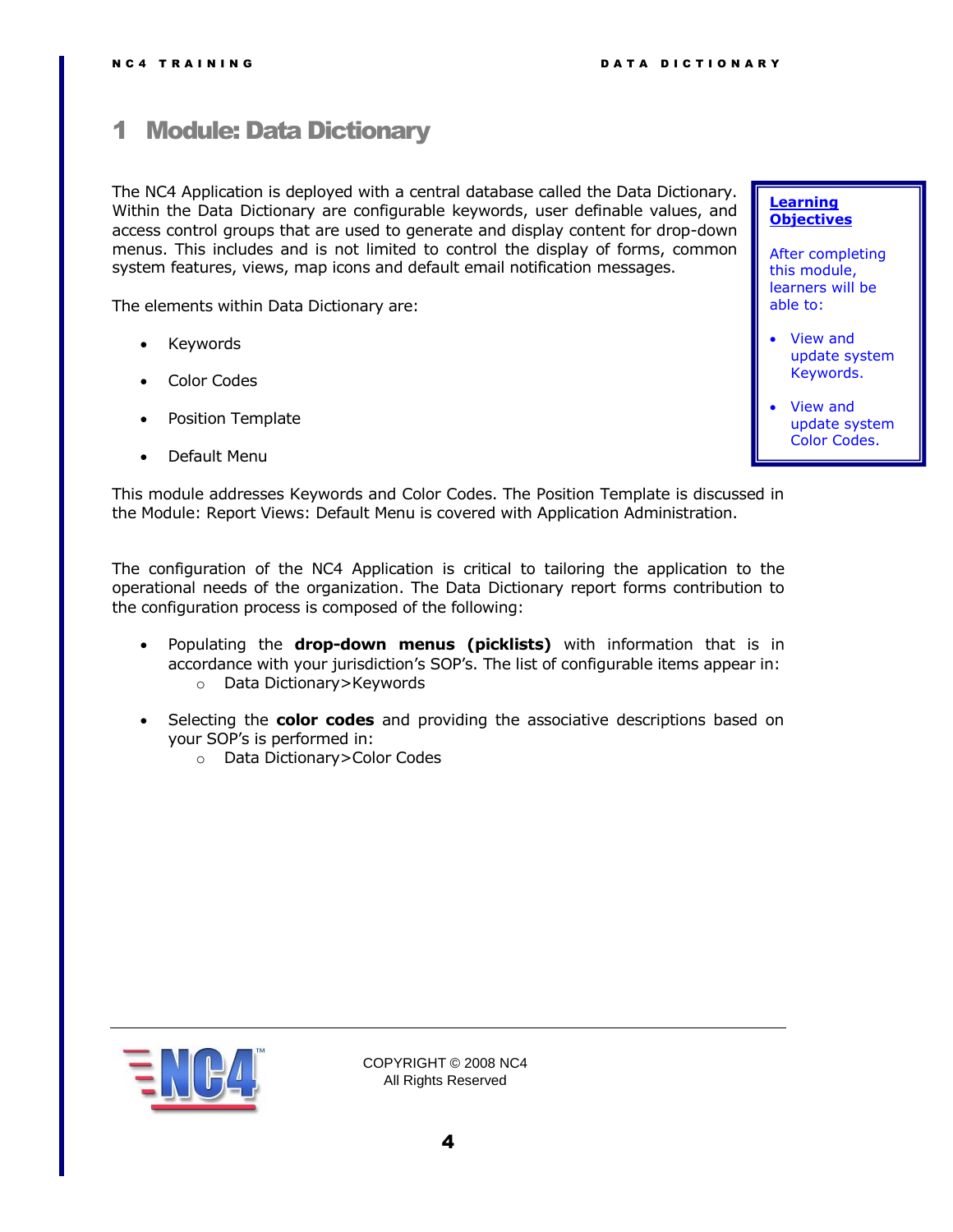# 1 Module: Data Dictionary

The NC4 Application is deployed with a central database called the Data Dictionary. Within the Data Dictionary are configurable keywords, user definable values, and access control groups that are used to generate and display content for drop-down menus. This includes and is not limited to control the display of forms, common system features, views, map icons and default email notification messages.

**Learning Objectives**

After completing this module, learners will be able to:

- View and update system Keywords.
- View and update system Color Codes.

The elements within Data Dictionary are:

- Keywords
- Color Codes
- Position Template
- Default Menu

This module addresses Keywords and Color Codes. The Position Template is discussed in the Module: Report Views: Default Menu is covered with Application Administration.

The configuration of the NC4 Application is critical to tailoring the application to the operational needs of the organization. The Data Dictionary report forms contribution to the configuration process is composed of the following:

- Populating the **drop-down menus (picklists)** with information that is in accordance with your jurisdiction's SOP's. The list of configurable items appear in:
  - Data Dictionary>Keywords
- Selecting the **color codes** and providing the associative descriptions based on your SOP's is performed in:
  - Data Dictionary>Color Codes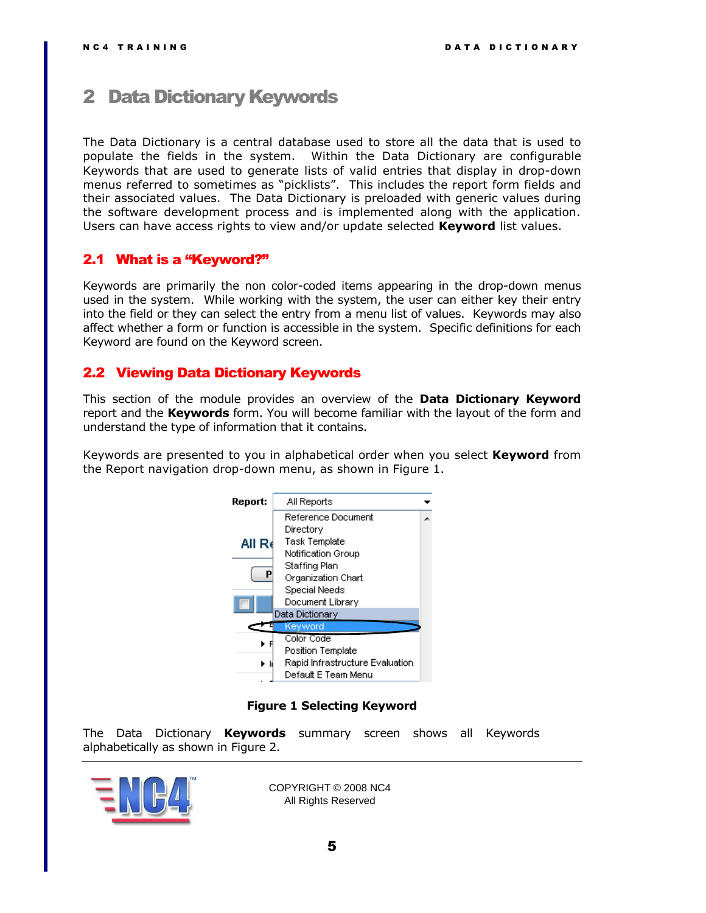# 2 Data Dictionary Keywords

The Data Dictionary is a central database used to store all the data that is used to populate the fields in the system. Within the Data Dictionary are configurable Keywords that are used to generate lists of valid entries that display in drop-down menus referred to sometimes as "picklists". This includes the report form fields and their associated values. The Data Dictionary is preloaded with generic values during the software development process and is implemented along with the application. Users can have access rights to view and/or update selected **Keyword** list values.

## 2.1 What is a "Keyword?"

Keywords are primarily the non color-coded items appearing in the drop-down menus used in the system. While working with the system, the user can either key their entry into the field or they can select the entry from a menu list of values. Keywords may also affect whether a form or function is accessible in the system. Specific definitions for each Keyword are found on the Keyword screen.

## 2.2 Viewing Data Dictionary Keywords

This section of the module provides an overview of the **Data Dictionary Keyword** report and the **Keywords** form. You will become familiar with the layout of the form and understand the type of information that it contains.

Keywords are presented to you in alphabetical order when you select **Keyword** from the Report navigation drop-down menu, as shown in Figure 1.

Report: All Reports

Reference Document
Directory
Task Template
Notification Group
Staffing Plan
Organization Chart
Special Needs
Document Library
Data Dictionary
Keyword
Color Code
Position Template
Rapid Infrastructure Evaluation
Default E Team Menu

**Figure 1 Selecting Keyword**

The Data Dictionary **Keywords** summary screen shows all Keywords alphabetically as shown in Figure 2.

COPYRIGHT © 2008 NC4
All Rights Reserved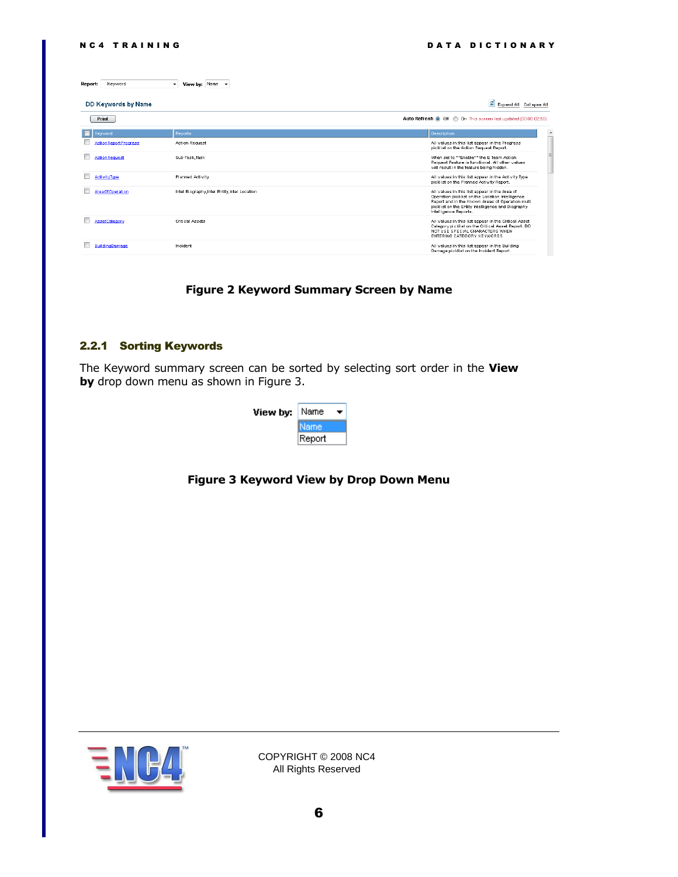Figure 2 Keyword Summary Screen by Name

### 2.2.1 Sorting Keywords

The Keyword summary screen can be sorted by selecting sort order in the **View by** drop down menu as shown in Figure 3.

Figure 3 Keyword View by Drop Down Menu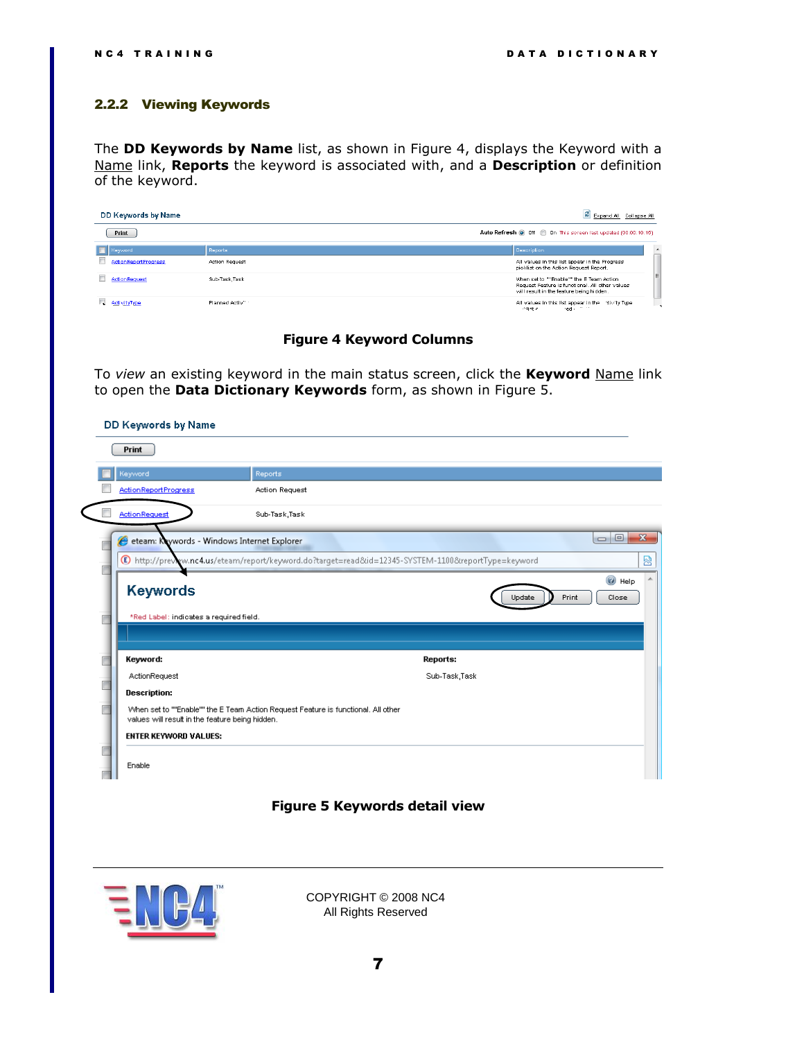### 2.2.2 Viewing Keywords

The **DD Keywords by Name** list, as shown in Figure 4, displays the Keyword with a Name link, **Reports** the keyword is associated with, and a **Description** or definition of the keyword.

**Figure 4 Keyword Columns**

To *view* an existing keyword in the main status screen, click the **Keyword** Name link to open the **Data Dictionary Keywords** form, as shown in Figure 5.

**Figure 5 Keywords detail view**

COPYRIGHT © 2008 NC4
All Rights Reserved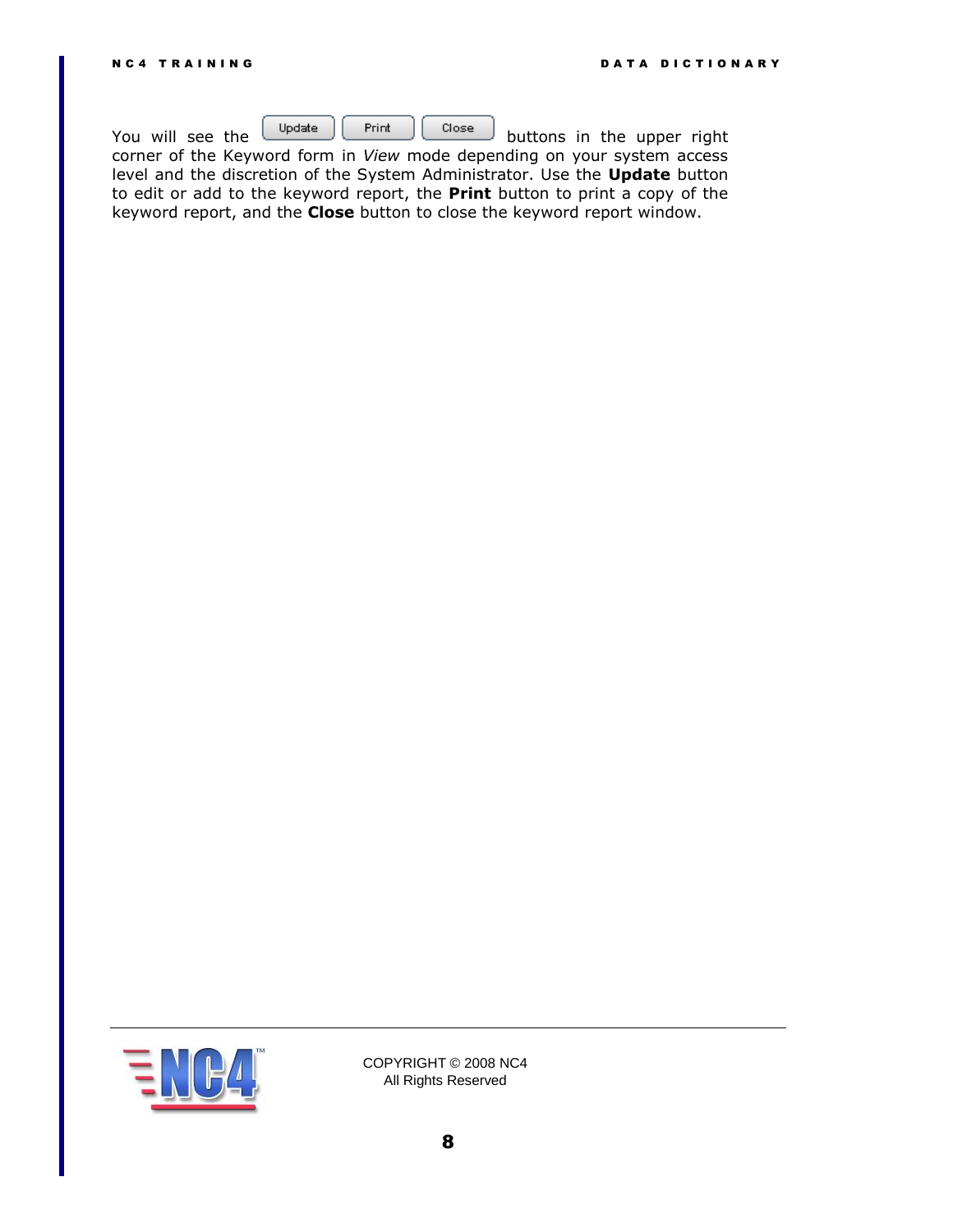You will see the Update Print Close buttons in the upper right corner of the Keyword form in *View* mode depending on your system access level and the discretion of the System Administrator. Use the **Update** button to edit or add to the keyword report, the **Print** button to print a copy of the keyword report, and the **Close** button to close the keyword report window.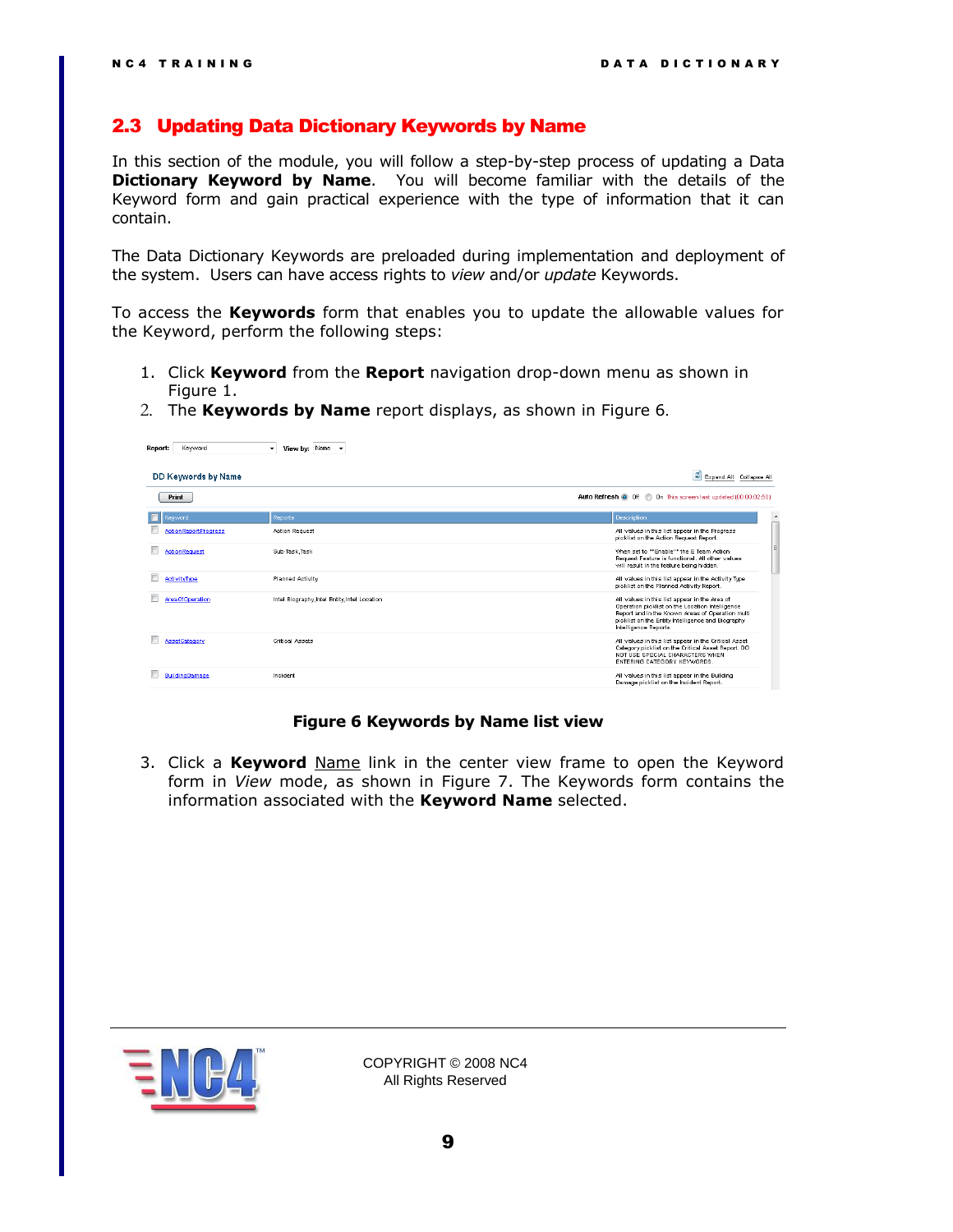## 2.3 Updating Data Dictionary Keywords by Name

In this section of the module, you will follow a step-by-step process of updating a Data **Dictionary Keyword by Name**. You will become familiar with the details of the Keyword form and gain practical experience with the type of information that it can contain.

The Data Dictionary Keywords are preloaded during implementation and deployment of the system. Users can have access rights to *view* and/or *update* Keywords.

To access the **Keywords** form that enables you to update the allowable values for the Keyword, perform the following steps:

1. Click **Keyword** from the **Report** navigation drop-down menu as shown in Figure 1.
2. The **Keywords by Name** report displays, as shown in Figure 6.

**Figure 6 Keywords by Name list view**

3. Click a **Keyword** Name link in the center view frame to open the Keyword form in *View* mode, as shown in Figure 7. The Keywords form contains the information associated with the **Keyword Name** selected.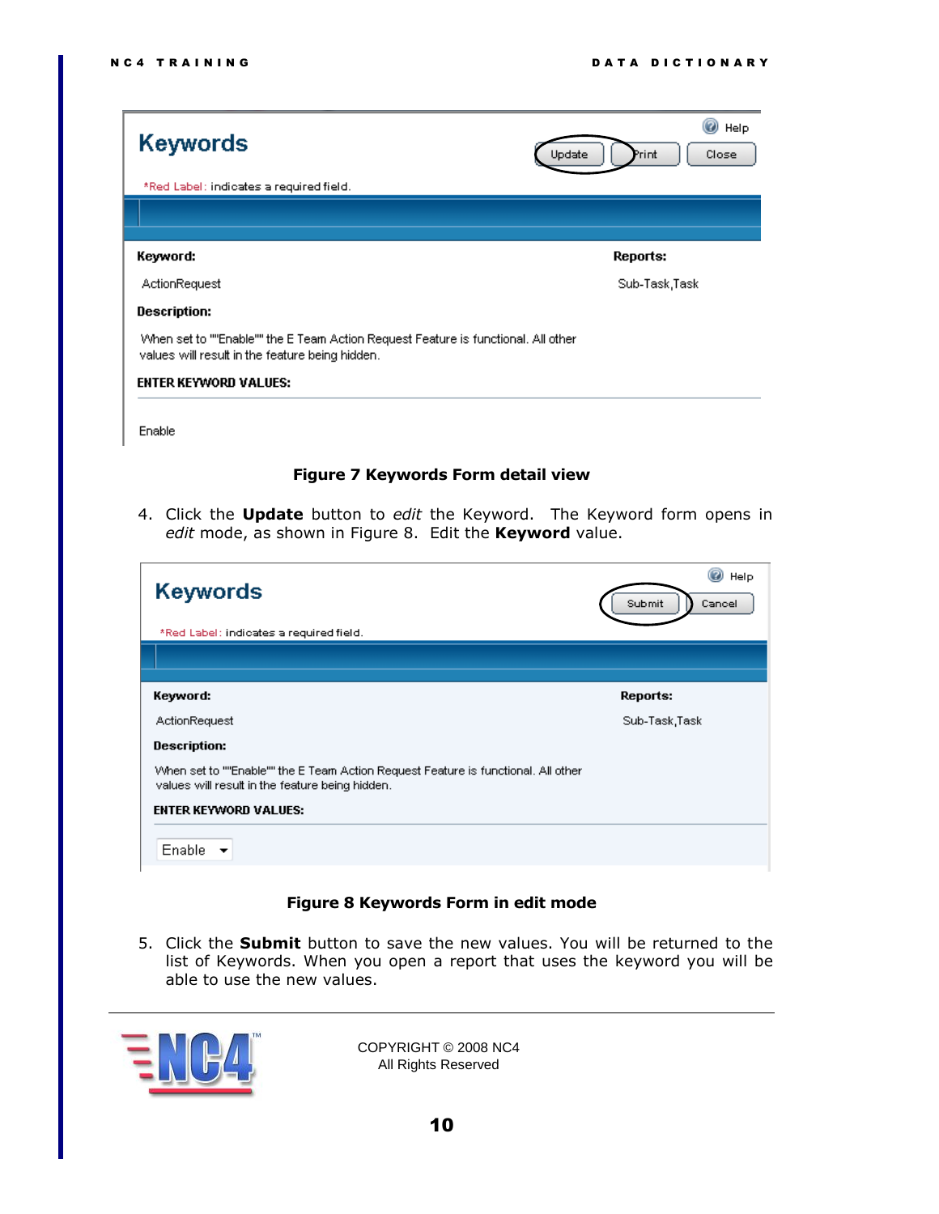**Keywords**

*Red Label: indicates a required field.

Update | Print | Close

Help

**Keyword:** ActionRequest

**Reports:** Sub-Task,Task

**Description:**

When set to ""Enable"" the E Team Action Request Feature is functional. All other values will result in the feature being hidden.

**ENTER KEYWORD VALUES:**

Enable

**Figure 7 Keywords Form detail view**

4. Click the **Update** button to *edit* the Keyword. The Keyword form opens in *edit* mode, as shown in Figure 8. Edit the **Keyword** value.

**Keywords**

*Red Label: indicates a required field.

Submit | Cancel

Help

**Keyword:** ActionRequest

**Reports:** Sub-Task,Task

**Description:**

When set to ""Enable"" the E Team Action Request Feature is functional. All other values will result in the feature being hidden.

**ENTER KEYWORD VALUES:**

Enable

**Figure 8 Keywords Form in edit mode**

5. Click the **Submit** button to save the new values. You will be returned to the list of Keywords. When you open a report that uses the keyword you will be able to use the new values.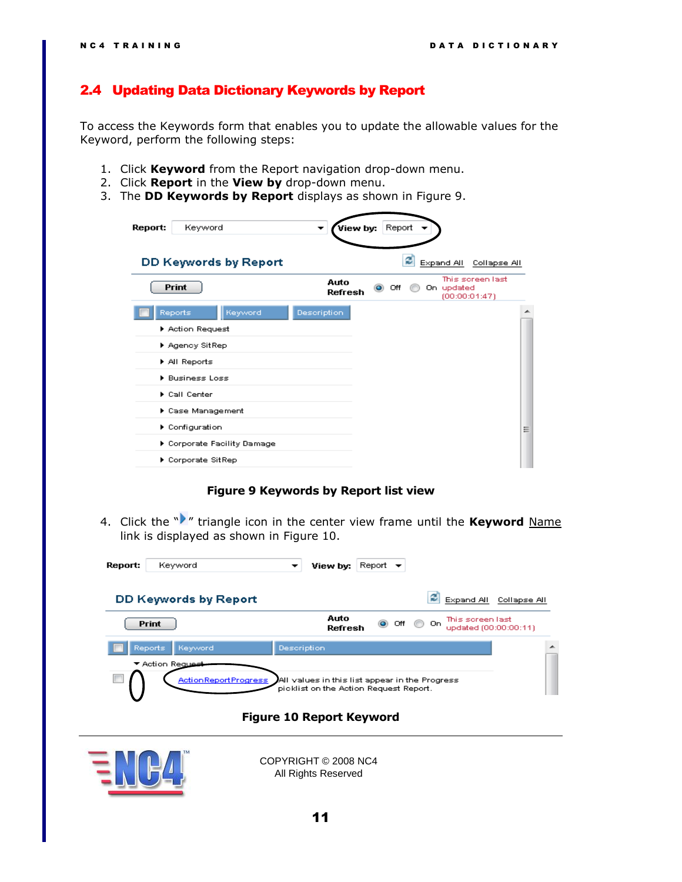## 2.4 Updating Data Dictionary Keywords by Report

To access the Keywords form that enables you to update the allowable values for the Keyword, perform the following steps:

1. Click **Keyword** from the Report navigation drop-down menu.
2. Click **Report** in the **View by** drop-down menu.
3. The **DD Keywords by Report** displays as shown in Figure 9.

**Figure 9 Keywords by Report list view**

4. Click the "▶" triangle icon in the center view frame until the **Keyword** Name link is displayed as shown in Figure 10.

**Figure 10 Report Keyword**

COPYRIGHT © 2008 NC4
All Rights Reserved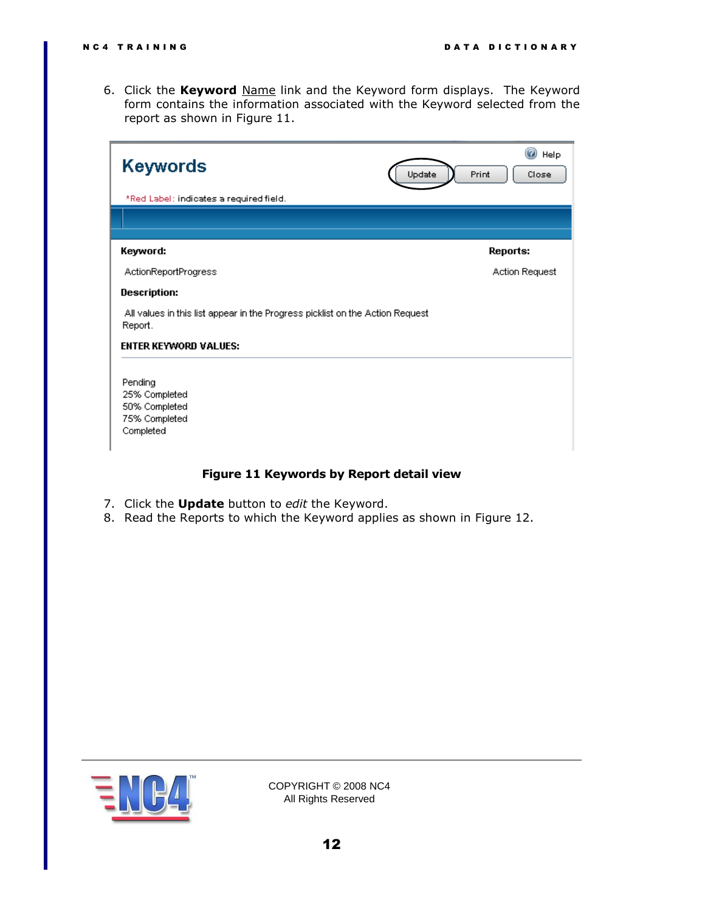6. Click the **Keyword** Name link and the Keyword form displays. The Keyword form contains the information associated with the Keyword selected from the report as shown in Figure 11.

**Figure 11 Keywords by Report detail view**

7. Click the **Update** button to *edit* the Keyword.
8. Read the Reports to which the Keyword applies as shown in Figure 12.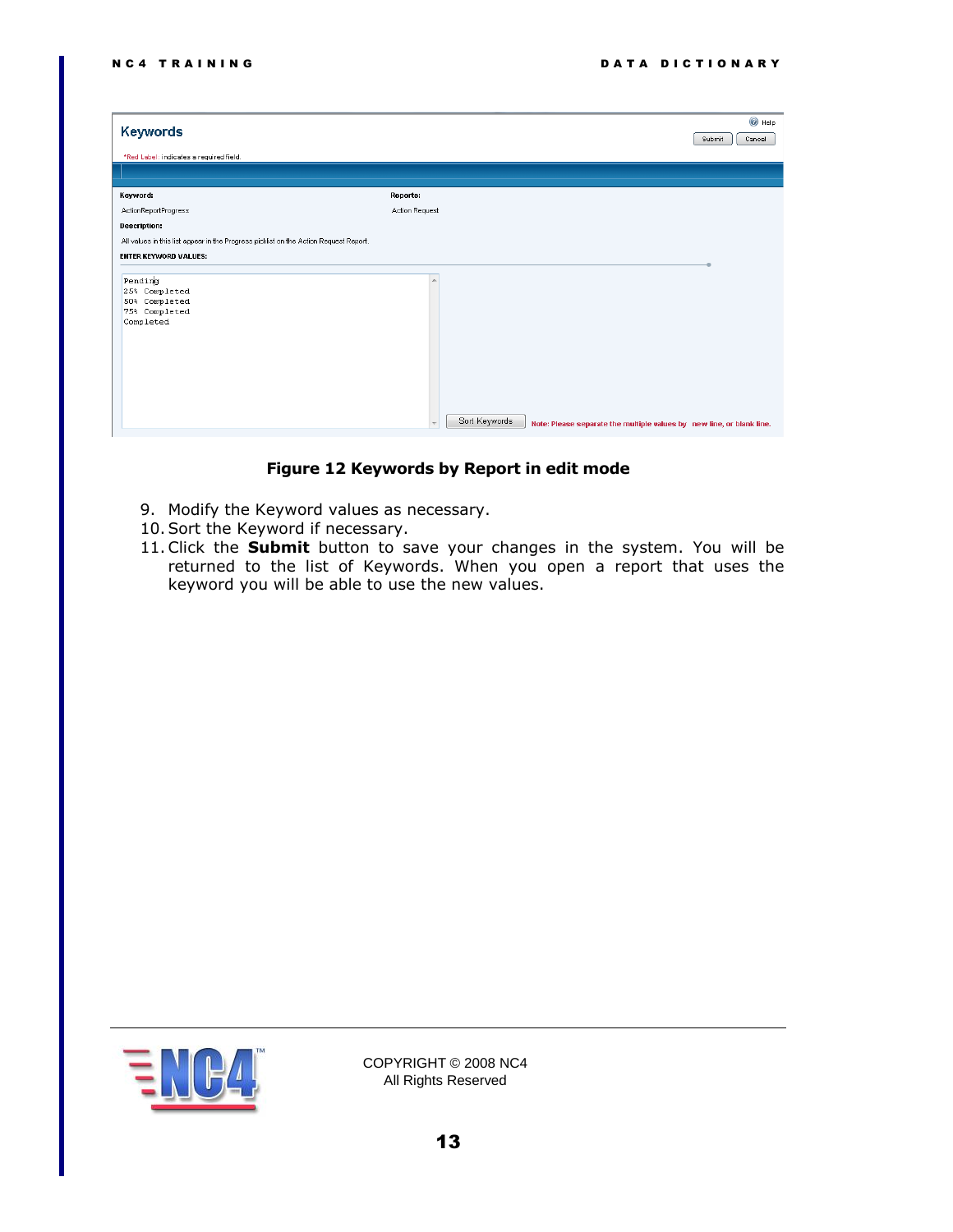**Figure 12 Keywords by Report in edit mode**

9. Modify the Keyword values as necessary.
10. Sort the Keyword if necessary.
11. Click the **Submit** button to save your changes in the system. You will be returned to the list of Keywords. When you open a report that uses the keyword you will be able to use the new values.

COPYRIGHT © 2008 NC4
All Rights Reserved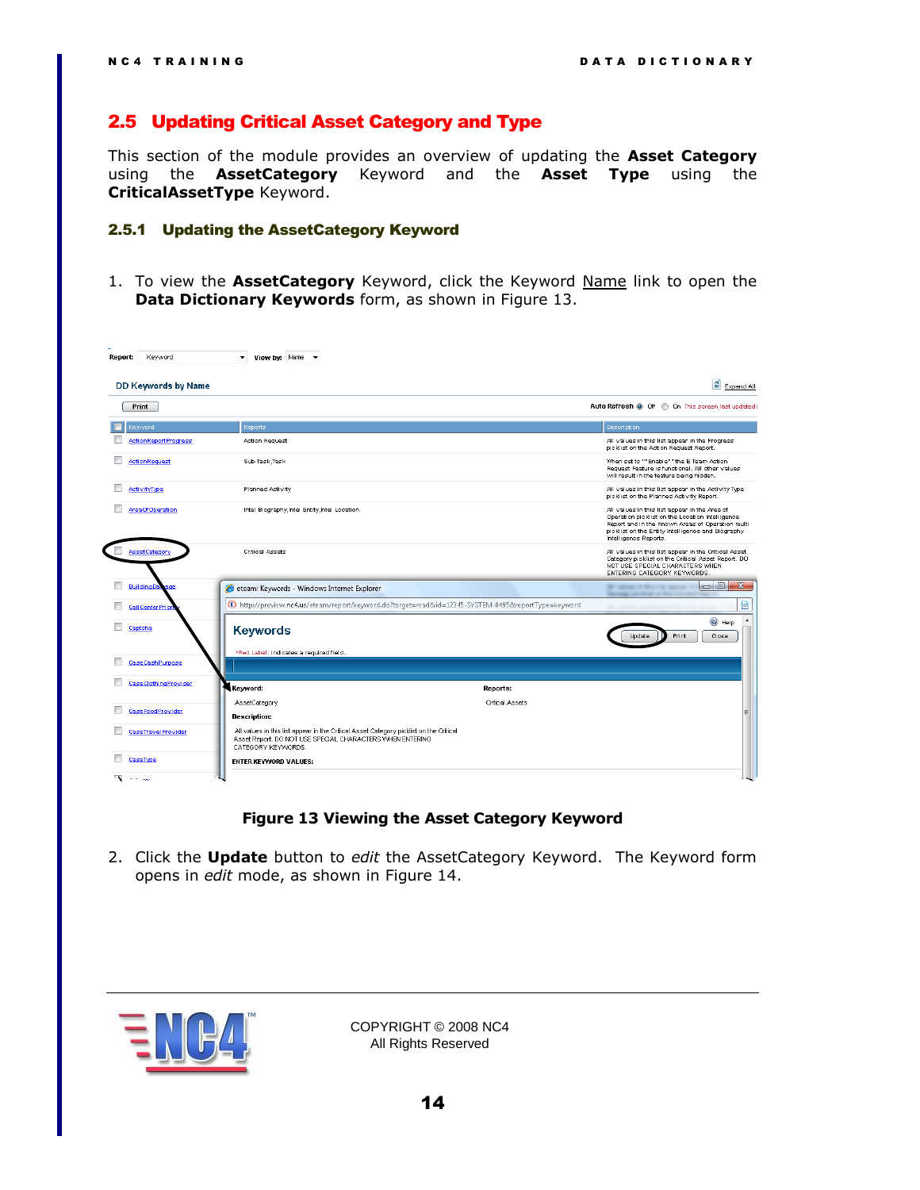## 2.5 Updating Critical Asset Category and Type

This section of the module provides an overview of updating the **Asset Category** using the **AssetCategory** Keyword and the **Asset Type** using the **CriticalAssetType** Keyword.

### 2.5.1 Updating the AssetCategory Keyword

1. To view the **AssetCategory** Keyword, click the Keyword Name link to open the **Data Dictionary Keywords** form, as shown in Figure 13.

**Figure 13 Viewing the Asset Category Keyword**

2. Click the **Update** button to *edit* the AssetCategory Keyword. The Keyword form opens in *edit* mode, as shown in Figure 14.

COPYRIGHT © 2008 NC4
All Rights Reserved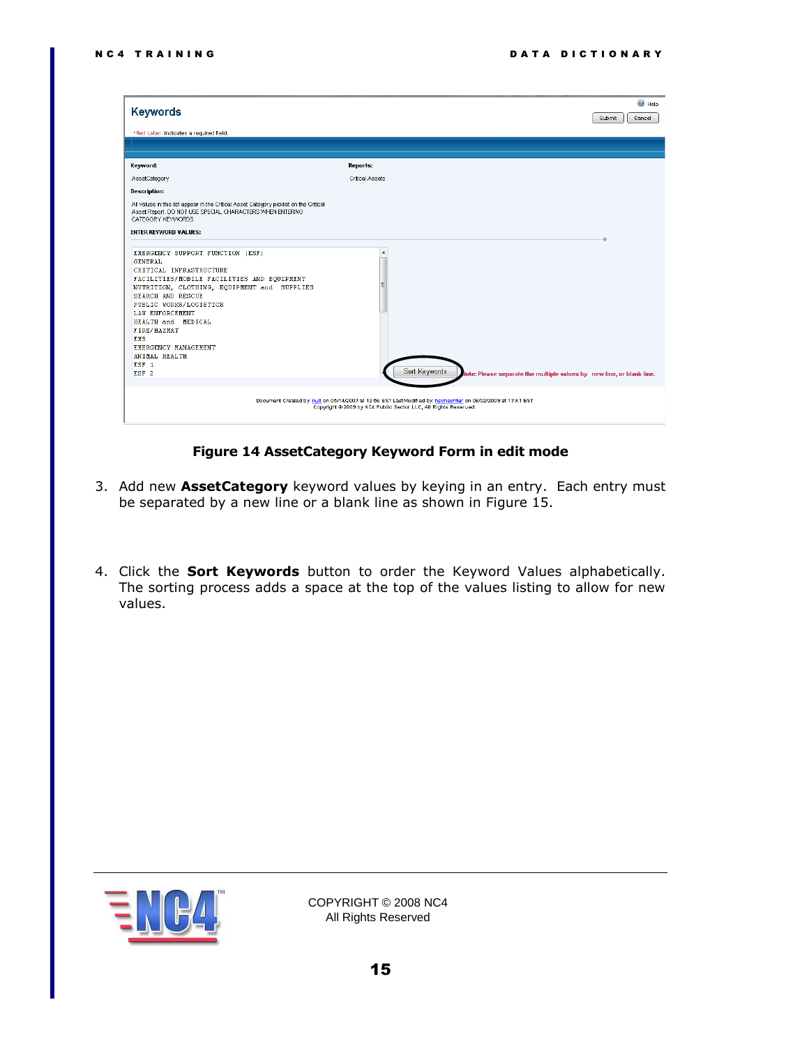**Figure 14 AssetCategory Keyword Form in edit mode**

3. Add new **AssetCategory** keyword values by keying in an entry. Each entry must be separated by a new line or a blank line as shown in Figure 15.

4. Click the **Sort Keywords** button to order the Keyword Values alphabetically. The sorting process adds a space at the top of the values listing to allow for new values.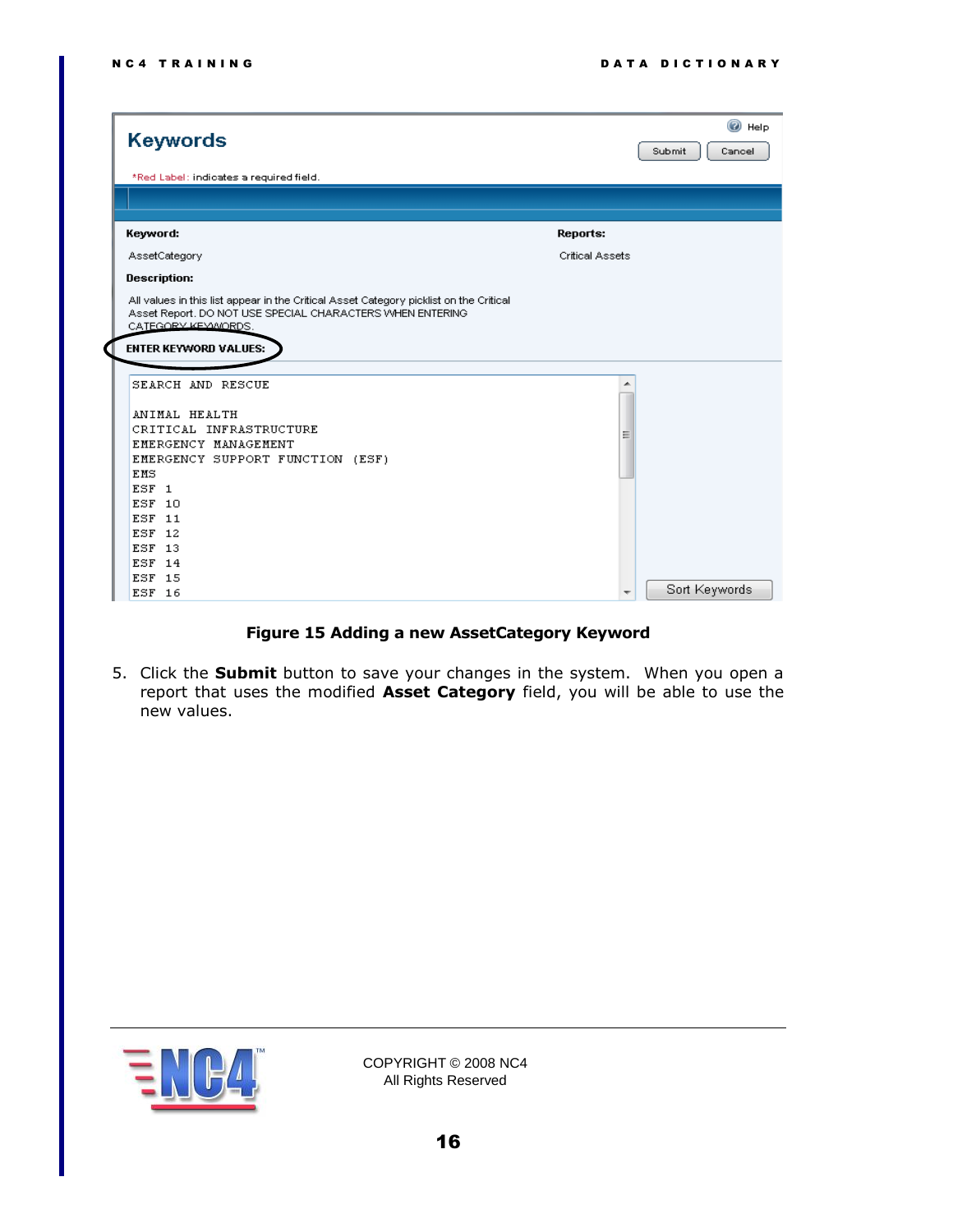Keywords

*Red Label: indicates a required field.

Help

Submit Cancel

**Keyword:**

AssetCategory

**Reports:**

Critical Assets

**Description:**

All values in this list appear in the Critical Asset Category picklist on the Critical Asset Report. DO NOT USE SPECIAL CHARACTERS WHEN ENTERING CATEGORY KEYWORDS.

**ENTER KEYWORD VALUES:**

```
SEARCH AND RESCUE

ANIMAL HEALTH
CRITICAL INFRASTRUCTURE
EMERGENCY MANAGEMENT
EMERGENCY SUPPORT FUNCTION (ESF)
EMS
ESF 1
ESF 10
ESF 11
ESF 12
ESF 13
ESF 14
ESF 15
ESF 16
```

Sort Keywords

**Figure 15 Adding a new AssetCategory Keyword**

5. Click the **Submit** button to save your changes in the system. When you open a report that uses the modified **Asset Category** field, you will be able to use the new values.

COPYRIGHT © 2008 NC4
All Rights Reserved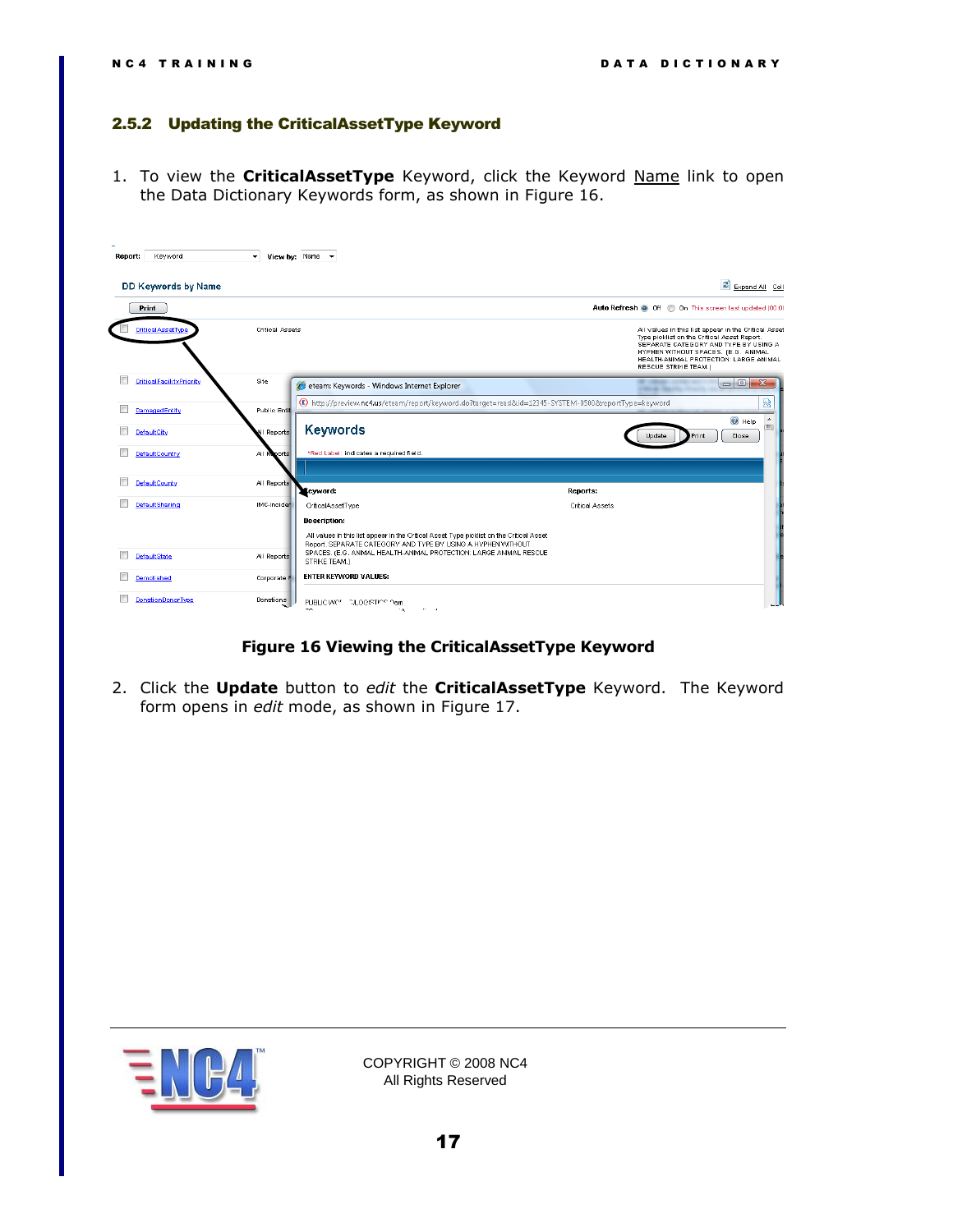### 2.5.2 Updating the CriticalAssetType Keyword

1. To view the **CriticalAssetType** Keyword, click the Keyword Name link to open the Data Dictionary Keywords form, as shown in Figure 16.

**Figure 16 Viewing the CriticalAssetType Keyword**

2. Click the **Update** button to *edit* the **CriticalAssetType** Keyword. The Keyword form opens in *edit* mode, as shown in Figure 17.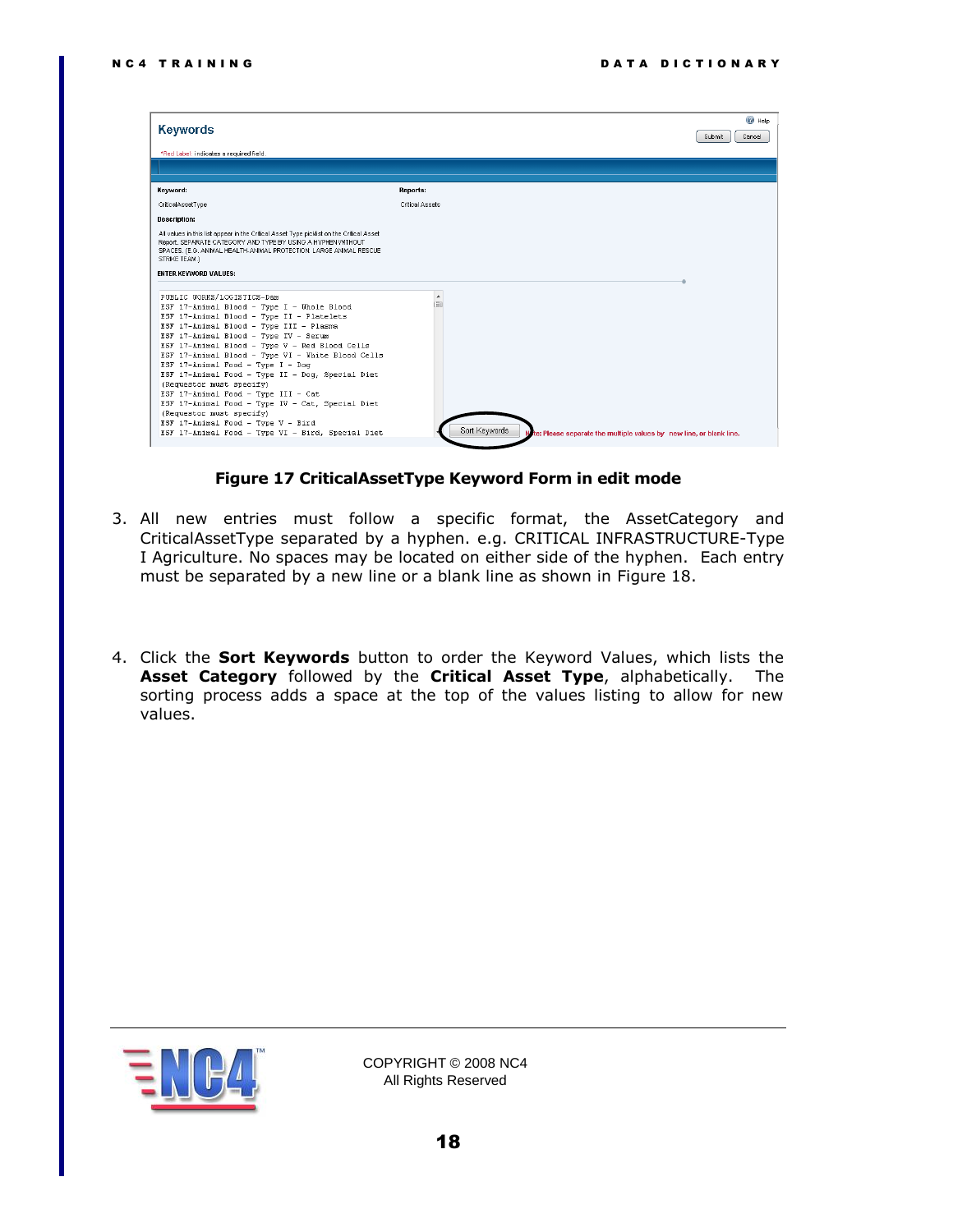**Figure 17 CriticalAssetType Keyword Form in edit mode**

3. All new entries must follow a specific format, the AssetCategory and CriticalAssetType separated by a hyphen. e.g. CRITICAL INFRASTRUCTURE-Type I Agriculture. No spaces may be located on either side of the hyphen. Each entry must be separated by a new line or a blank line as shown in Figure 18.

4. Click the **Sort Keywords** button to order the Keyword Values, which lists the **Asset Category** followed by the **Critical Asset Type**, alphabetically. The sorting process adds a space at the top of the values listing to allow for new values.

COPYRIGHT © 2008 NC4
All Rights Reserved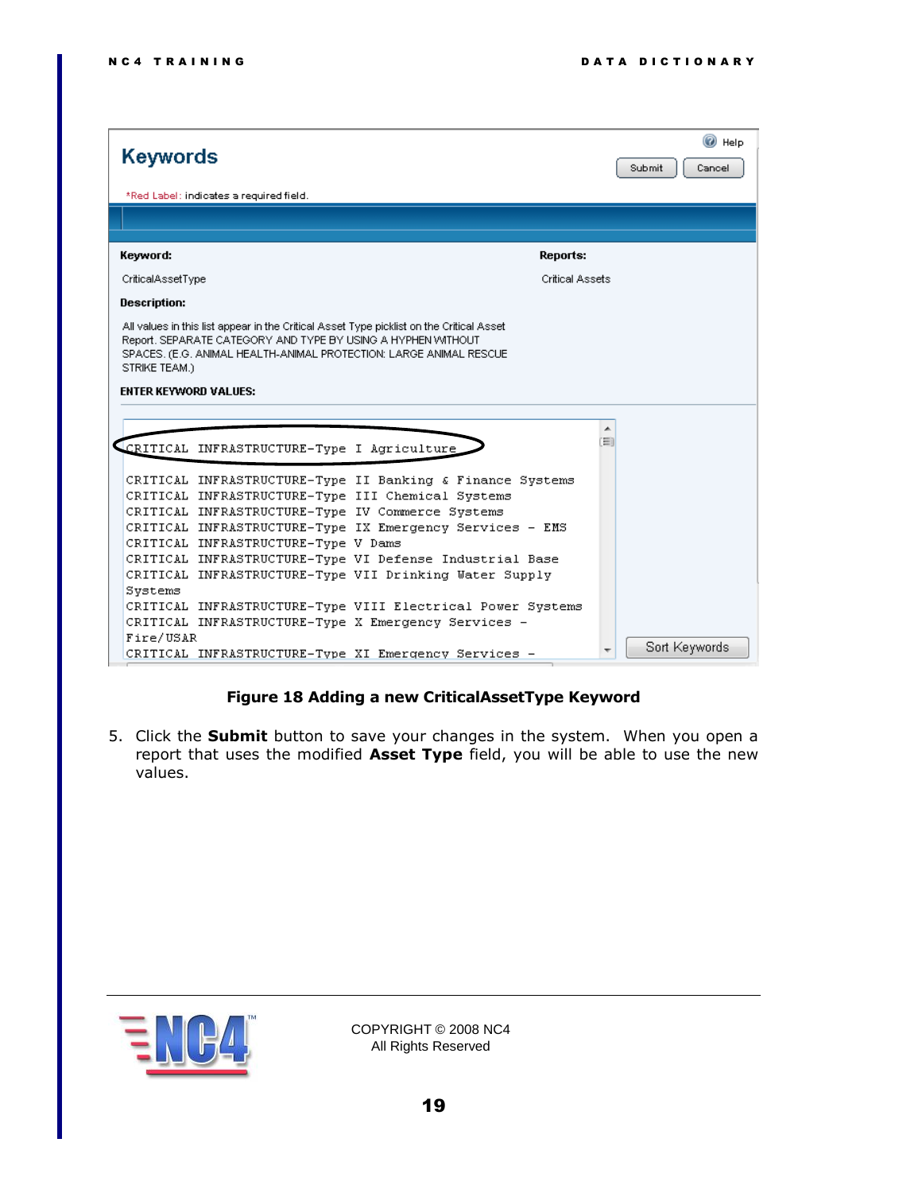Keywords

Help

Submit Cancel

*Red Label: indicates a required field.

**Keyword:**

CriticalAssetType

**Reports:**

Critical Assets

**Description:**

All values in this list appear in the Critical Asset Type picklist on the Critical Asset Report. SEPARATE CATEGORY AND TYPE BY USING A HYPHEN WITHOUT SPACES. (E.G. ANIMAL HEALTH-ANIMAL PROTECTION: LARGE ANIMAL RESCUE STRIKE TEAM.)

**ENTER KEYWORD VALUES:**

```
CRITICAL INFRASTRUCTURE-Type I Agriculture

CRITICAL INFRASTRUCTURE-Type II Banking & Finance Systems
CRITICAL INFRASTRUCTURE-Type III Chemical Systems
CRITICAL INFRASTRUCTURE-Type IV Commerce Systems
CRITICAL INFRASTRUCTURE-Type IX Emergency Services - EMS
CRITICAL INFRASTRUCTURE-Type V Dams
CRITICAL INFRASTRUCTURE-Type VI Defense Industrial Base
CRITICAL INFRASTRUCTURE-Type VII Drinking Water Supply
Systems
CRITICAL INFRASTRUCTURE-Type VIII Electrical Power Systems
CRITICAL INFRASTRUCTURE-Type X Emergency Services -
Fire/USAR
CRITICAL INFRASTRUCTURE-Type XI Emergency Services -
```

Sort Keywords

**Figure 18 Adding a new CriticalAssetType Keyword**

5. Click the **Submit** button to save your changes in the system. When you open a report that uses the modified **Asset Type** field, you will be able to use the new values.

COPYRIGHT © 2008 NC4
All Rights Reserved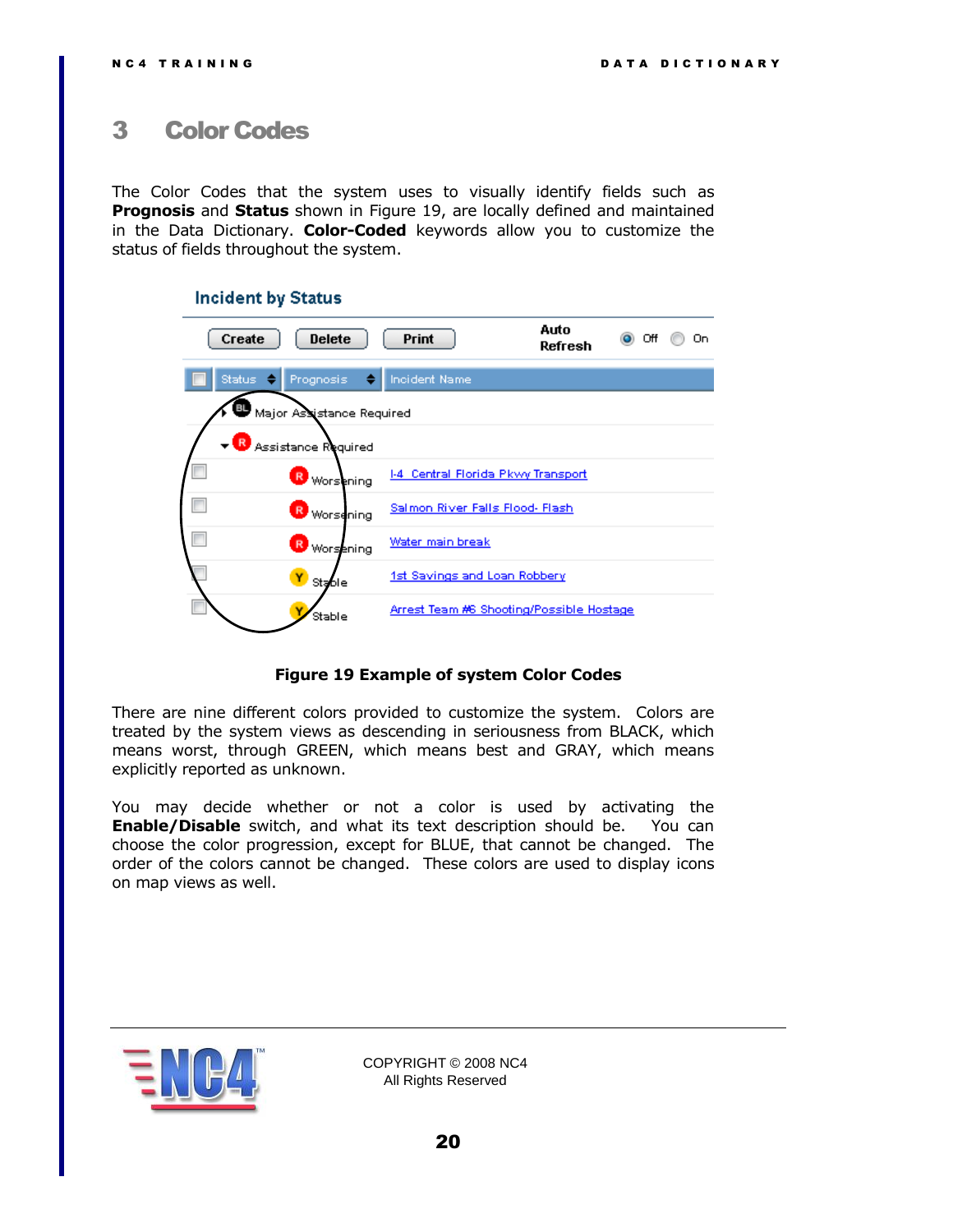# 3 Color Codes

The Color Codes that the system uses to visually identify fields such as **Prognosis** and **Status** shown in Figure 19, are locally defined and maintained in the Data Dictionary. **Color-Coded** keywords allow you to customize the status of fields throughout the system.

**Figure 19 Example of system Color Codes**

There are nine different colors provided to customize the system. Colors are treated by the system views as descending in seriousness from BLACK, which means worst, through GREEN, which means best and GRAY, which means explicitly reported as unknown.

You may decide whether or not a color is used by activating the **Enable/Disable** switch, and what its text description should be. You can choose the color progression, except for BLUE, that cannot be changed. The order of the colors cannot be changed. These colors are used to display icons on map views as well.

COPYRIGHT © 2008 NC4
All Rights Reserved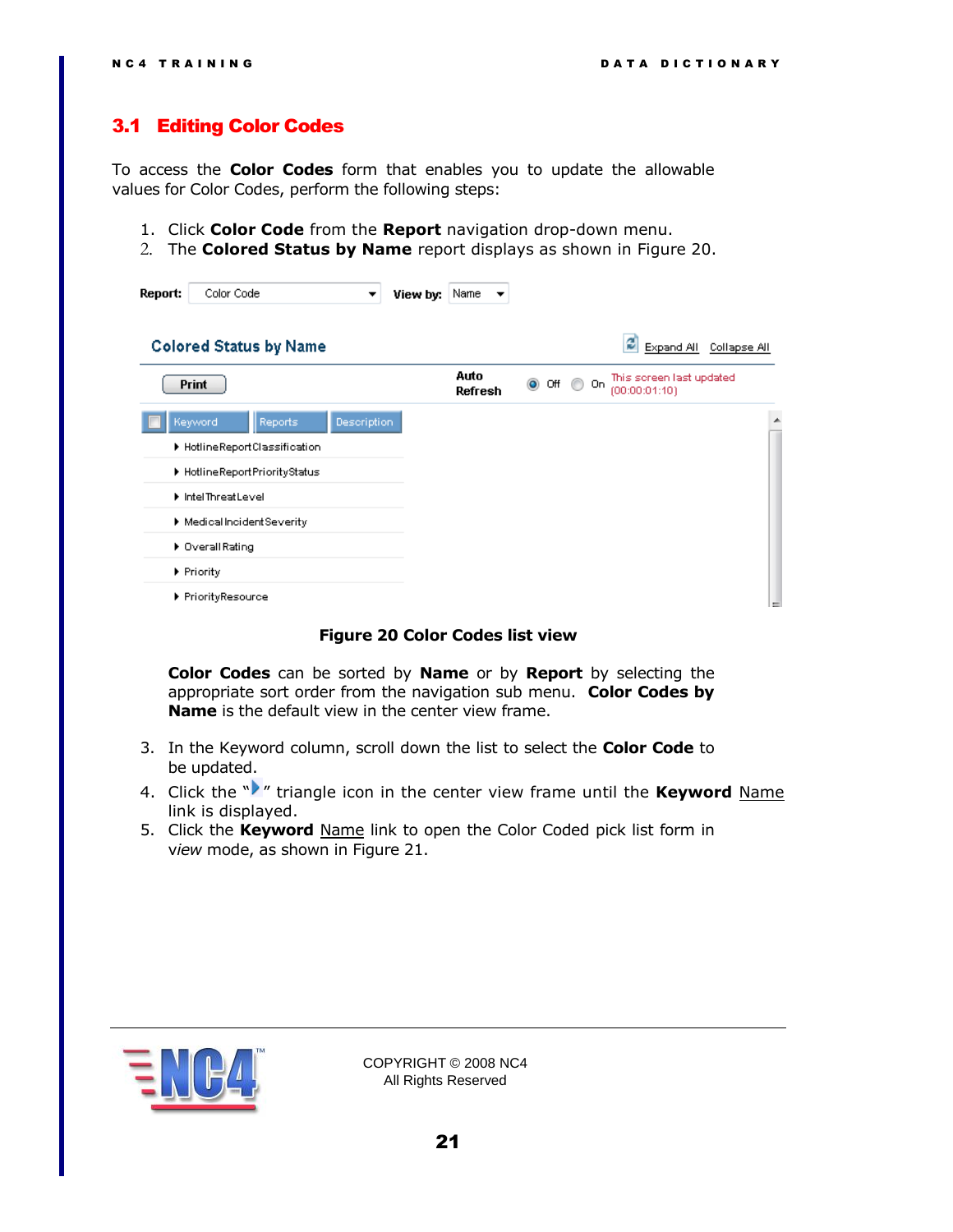## 3.1 Editing Color Codes

To access the **Color Codes** form that enables you to update the allowable values for Color Codes, perform the following steps:

1. Click **Color Code** from the **Report** navigation drop-down menu.
2. The **Colored Status by Name** report displays as shown in Figure 20.

**Figure 20 Color Codes list view**

**Color Codes** can be sorted by **Name** or by **Report** by selecting the appropriate sort order from the navigation sub menu. **Color Codes by Name** is the default view in the center view frame.

3. In the Keyword column, scroll down the list to select the **Color Code** to be updated.
4. Click the "▶" triangle icon in the center view frame until the **Keyword** Name link is displayed.
5. Click the **Keyword** Name link to open the Color Coded pick list form in *view* mode, as shown in Figure 21.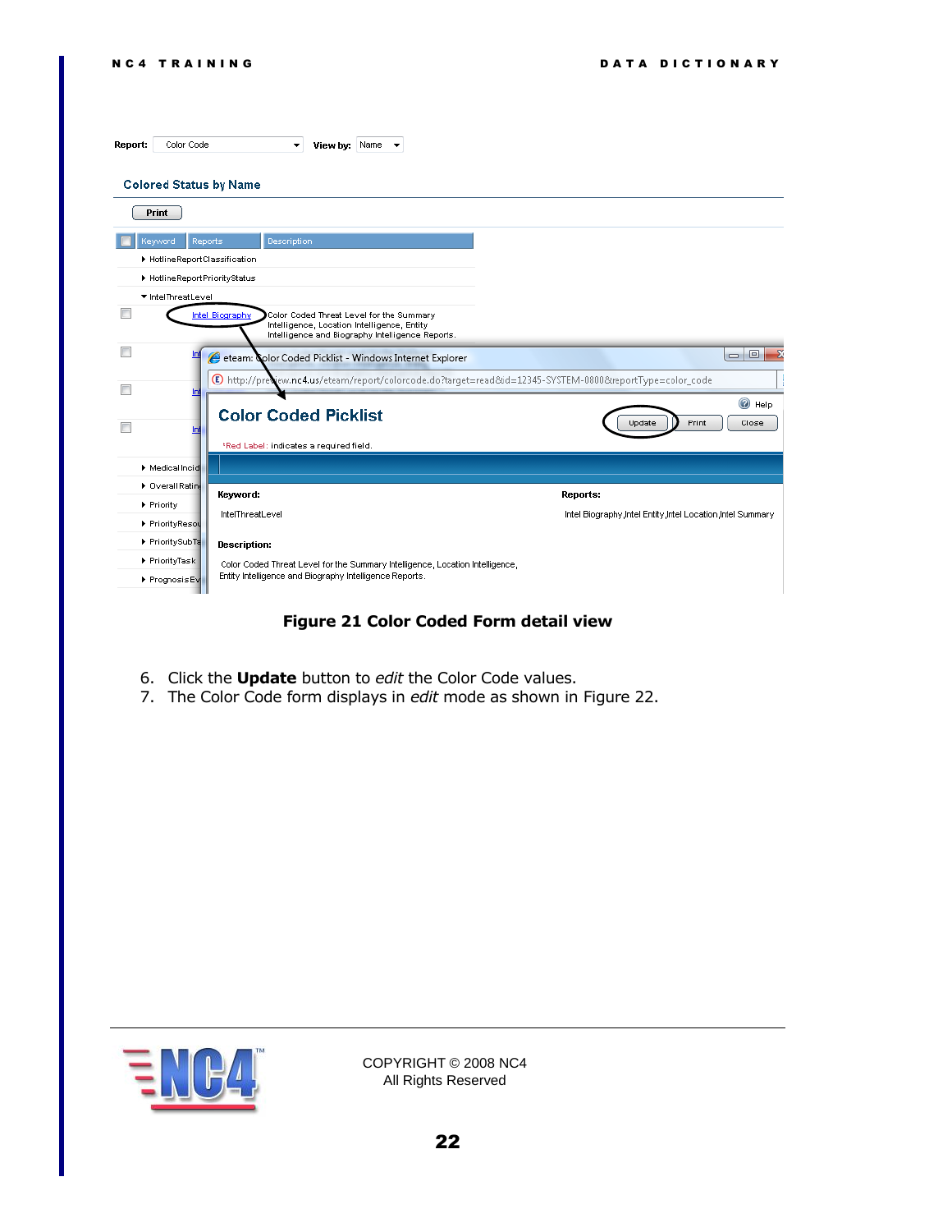Figure 21 Color Coded Form detail view

6. Click the **Update** button to *edit* the Color Code values.
7. The Color Code form displays in *edit* mode as shown in Figure 22.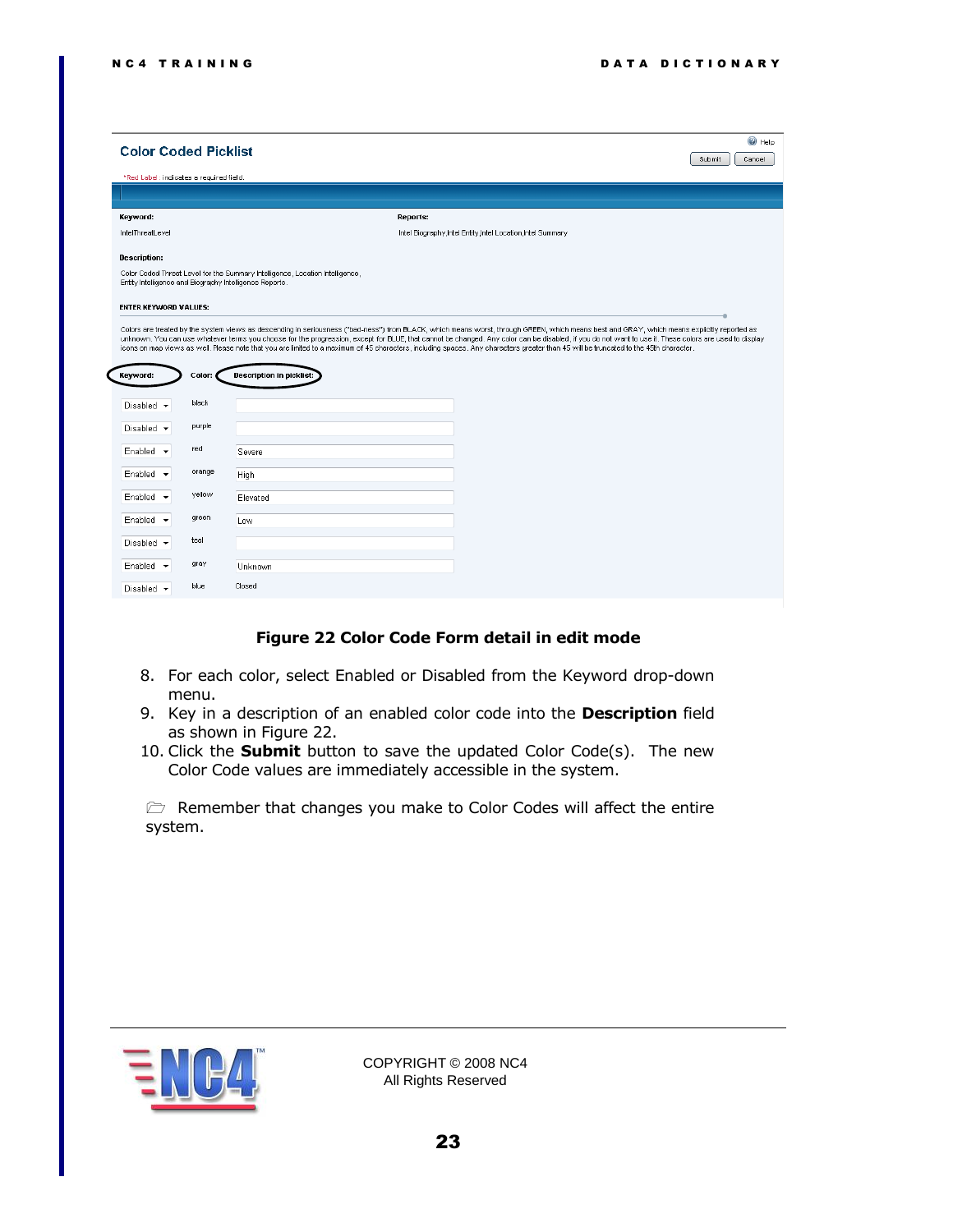**Color Coded Picklist**

Help

Submit | Cancel

*Red Label indicates a required field.

**Keyword:**

IntelThreatLevel

**Reports:**

Intel Biography,Intel Entity,Intel Location,Intel Summary

**Description:**

Color Coded Threat Level for the Summary Intelligence, Location Intelligence, Entity Intelligence and Biography Intelligence Reports.

**ENTER KEYWORD VALUES:**

Colors are treated by the system views as descending in seriousness ("bad-ness") from BLACK, which means worst, through GREEN, which means best and GRAY, which means explicitly reported as unknown. You can use whatever terms you choose for the progression, except for BLUE, that cannot be changed. Any color can be disabled, if you do not want to use it. These colors are used to display icons on map views as well. Please note that you are limited to a maximum of 45 characters, including spaces. Any characters greater than 45 will be truncated to the 45th character.

| Keyword: | Color: | Description in picklist: |
|---|---|---|
| Disabled | black | |
| Disabled | purple | |
| Enabled | red | Severe |
| Enabled | orange | High |
| Enabled | yellow | Elevated |
| Enabled | green | Low |
| Disabled | teal | |
| Enabled | gray | Unknown |
| Disabled | blue | Closed |

**Figure 22 Color Code Form detail in edit mode**

8. For each color, select Enabled or Disabled from the Keyword drop-down menu.
9. Key in a description of an enabled color code into the **Description** field as shown in Figure 22.
10. Click the **Submit** button to save the updated Color Code(s). The new Color Code values are immediately accessible in the system.

🗁 Remember that changes you make to Color Codes will affect the entire system.

COPYRIGHT © 2008 NC4
All Rights Reserved